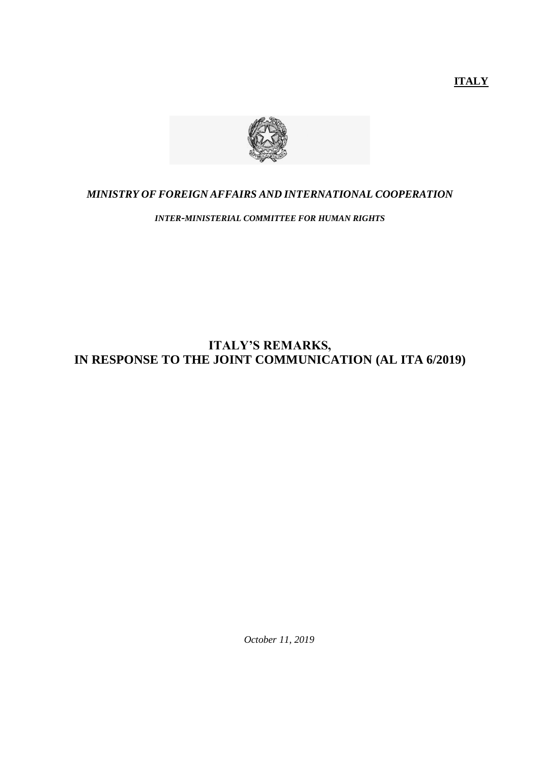**ITALY**

*MINISTRY OF FOREIGN AFFAIRS AND INTERNATIONAL COOPERATION*

***INTER-MINISTERIAL COMMITTEE FOR HUMAN RIGHTS***

# ITALY'S REMARKS, IN RESPONSE TO THE JOINT COMMUNICATION (AL ITA 6/2019)

*October 11, 2019*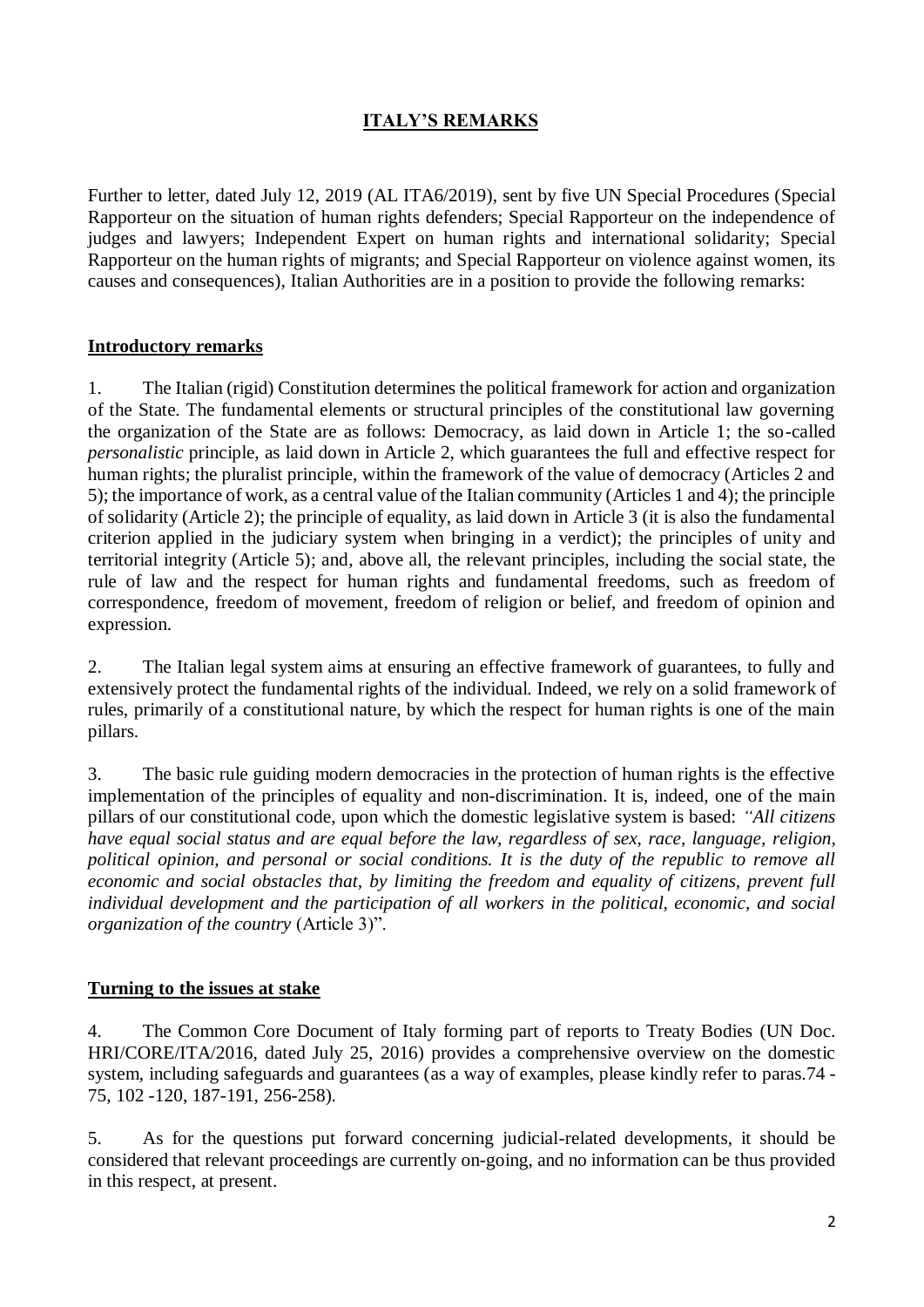## ITALY'S REMARKS

Further to letter, dated July 12, 2019 (AL ITA6/2019), sent by five UN Special Procedures (Special Rapporteur on the situation of human rights defenders; Special Rapporteur on the independence of judges and lawyers; Independent Expert on human rights and international solidarity; Special Rapporteur on the human rights of migrants; and Special Rapporteur on violence against women, its causes and consequences), Italian Authorities are in a position to provide the following remarks:

### Introductory remarks

1. The Italian (rigid) Constitution determines the political framework for action and organization of the State. The fundamental elements or structural principles of the constitutional law governing the organization of the State are as follows: Democracy, as laid down in Article 1; the so-called *personalistic* principle, as laid down in Article 2, which guarantees the full and effective respect for human rights; the pluralist principle, within the framework of the value of democracy (Articles 2 and 5); the importance of work, as a central value of the Italian community (Articles 1 and 4); the principle of solidarity (Article 2); the principle of equality, as laid down in Article 3 (it is also the fundamental criterion applied in the judiciary system when bringing in a verdict); the principles of unity and territorial integrity (Article 5); and, above all, the relevant principles, including the social state, the rule of law and the respect for human rights and fundamental freedoms, such as freedom of correspondence, freedom of movement, freedom of religion or belief, and freedom of opinion and expression.

2. The Italian legal system aims at ensuring an effective framework of guarantees, to fully and extensively protect the fundamental rights of the individual. Indeed, we rely on a solid framework of rules, primarily of a constitutional nature, by which the respect for human rights is one of the main pillars.

3. The basic rule guiding modern democracies in the protection of human rights is the effective implementation of the principles of equality and non-discrimination. It is, indeed, one of the main pillars of our constitutional code, upon which the domestic legislative system is based: *"All citizens have equal social status and are equal before the law, regardless of sex, race, language, religion, political opinion, and personal or social conditions. It is the duty of the republic to remove all economic and social obstacles that, by limiting the freedom and equality of citizens, prevent full individual development and the participation of all workers in the political, economic, and social organization of the country* (Article 3)".

### Turning to the issues at stake

4. The Common Core Document of Italy forming part of reports to Treaty Bodies (UN Doc. HRI/CORE/ITA/2016, dated July 25, 2016) provides a comprehensive overview on the domestic system, including safeguards and guarantees (as a way of examples, please kindly refer to paras.74 - 75, 102 -120, 187-191, 256-258).

5. As for the questions put forward concerning judicial-related developments, it should be considered that relevant proceedings are currently on-going, and no information can be thus provided in this respect, at present.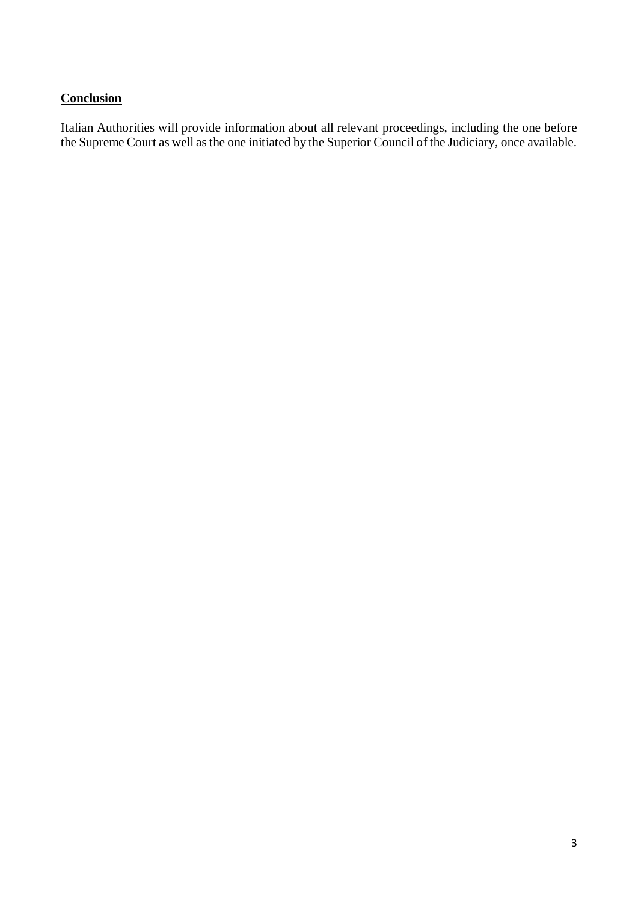## **Conclusion**

Italian Authorities will provide information about all relevant proceedings, including the one before the Supreme Court as well as the one initiated by the Superior Council of the Judiciary, once available.